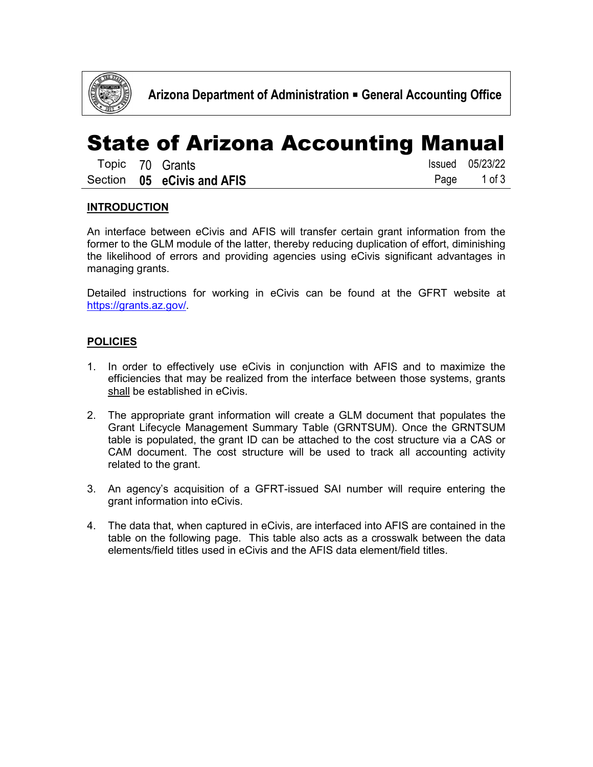Arizona Department of Administration ▪ General Accounting Office

# State of Arizona Accounting Manual

Topic 70 Grants
Section **05 eCivis and AFIS**

Issued 05/23/22

## INTRODUCTION

An interface between eCivis and AFIS will transfer certain grant information from the former to the GLM module of the latter, thereby reducing duplication of effort, diminishing the likelihood of errors and providing agencies using eCivis significant advantages in managing grants.

Detailed instructions for working in eCivis can be found at the GFRT website at https://grants.az.gov/.

## POLICIES

1. In order to effectively use eCivis in conjunction with AFIS and to maximize the efficiencies that may be realized from the interface between those systems, grants shall be established in eCivis.

2. The appropriate grant information will create a GLM document that populates the Grant Lifecycle Management Summary Table (GRNTSUM). Once the GRNTSUM table is populated, the grant ID can be attached to the cost structure via a CAS or CAM document. The cost structure will be used to track all accounting activity related to the grant.

3. An agency's acquisition of a GFRT-issued SAI number will require entering the grant information into eCivis.

4. The data that, when captured in eCivis, are interfaced into AFIS are contained in the table on the following page. This table also acts as a crosswalk between the data elements/field titles used in eCivis and the AFIS data element/field titles.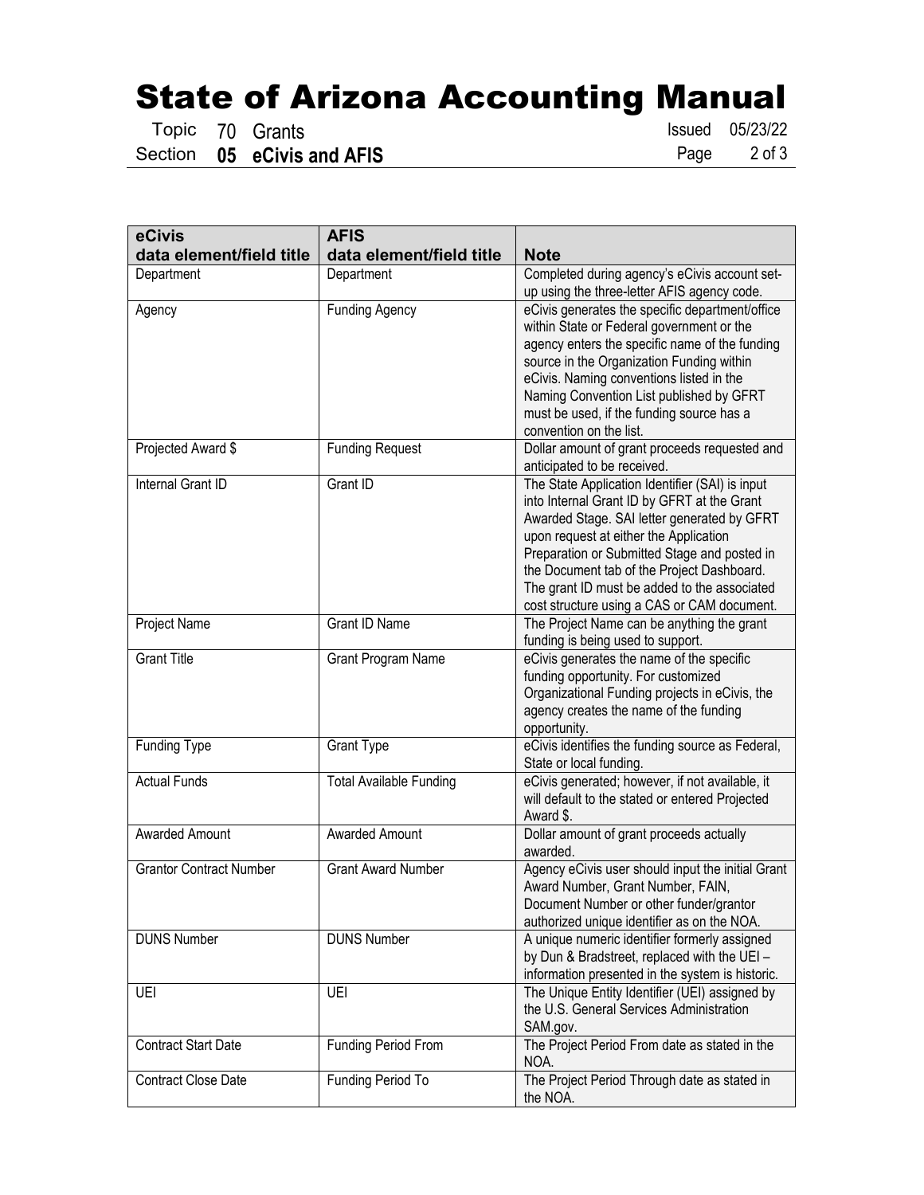| eCivis data element/field title | AFIS data element/field title | Note |
|---|---|---|
| Department | Department | Completed during agency's eCivis account set-up using the three-letter AFIS agency code. |
| Agency | Funding Agency | eCivis generates the specific department/office within State or Federal government or the agency enters the specific name of the funding source in the Organization Funding within eCivis. Naming conventions listed in the Naming Convention List published by GFRT must be used, if the funding source has a convention on the list. |
| Projected Award $ | Funding Request | Dollar amount of grant proceeds requested and anticipated to be received. |
| Internal Grant ID | Grant ID | The State Application Identifier (SAI) is input into Internal Grant ID by GFRT at the Grant Awarded Stage. SAI letter generated by GFRT upon request at either the Application Preparation or Submitted Stage and posted in the Document tab of the Project Dashboard. The grant ID must be added to the associated cost structure using a CAS or CAM document. |
| Project Name | Grant ID Name | The Project Name can be anything the grant funding is being used to support. |
| Grant Title | Grant Program Name | eCivis generates the name of the specific funding opportunity. For customized Organizational Funding projects in eCivis, the agency creates the name of the funding opportunity. |
| Funding Type | Grant Type | eCivis identifies the funding source as Federal, State or local funding. |
| Actual Funds | Total Available Funding | eCivis generated; however, if not available, it will default to the stated or entered Projected Award $. |
| Awarded Amount | Awarded Amount | Dollar amount of grant proceeds actually awarded. |
| Grantor Contract Number | Grant Award Number | Agency eCivis user should input the initial Grant Award Number, Grant Number, FAIN, Document Number or other funder/grantor authorized unique identifier as on the NOA. |
| DUNS Number | DUNS Number | A unique numeric identifier formerly assigned by Dun & Bradstreet, replaced with the UEI – information presented in the system is historic. |
| UEI | UEI | The Unique Entity Identifier (UEI) assigned by the U.S. General Services Administration SAM.gov. |
| Contract Start Date | Funding Period From | The Project Period From date as stated in the NOA. |
| Contract Close Date | Funding Period To | The Project Period Through date as stated in the NOA. |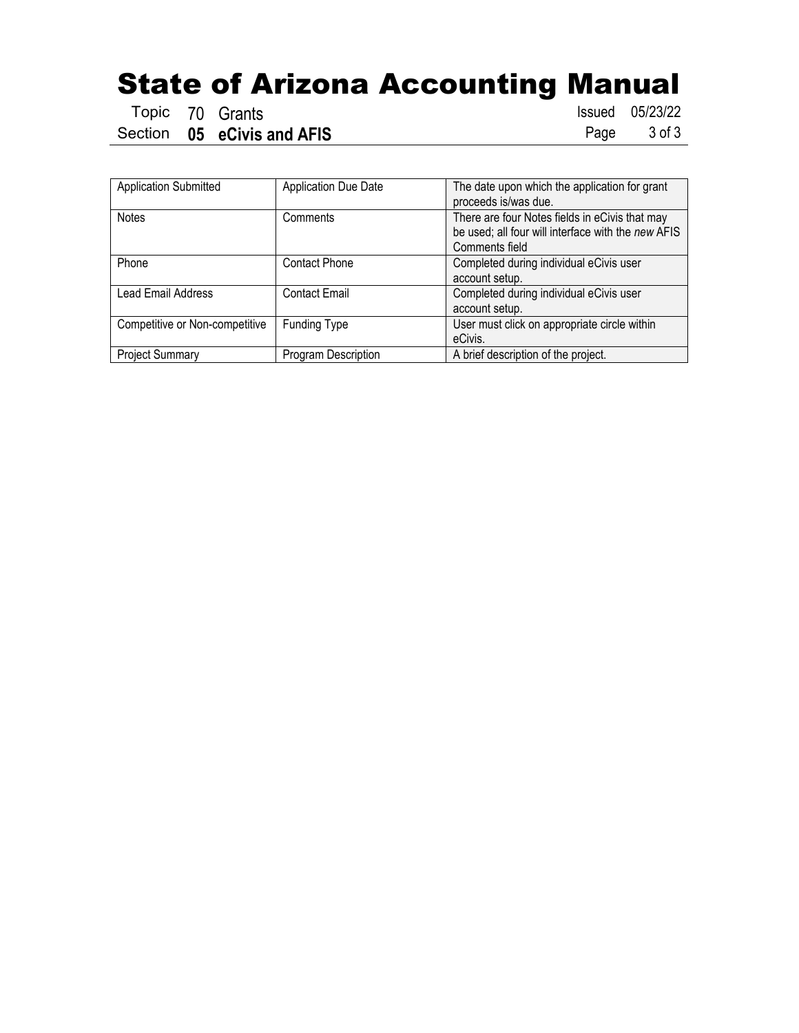| | | |
|---|---|---|
| Application Submitted | Application Due Date | The date upon which the application for grant proceeds is/was due. |
| Notes | Comments | There are four Notes fields in eCivis that may be used; all four will interface with the *new* AFIS Comments field |
| Phone | Contact Phone | Completed during individual eCivis user account setup. |
| Lead Email Address | Contact Email | Completed during individual eCivis user account setup. |
| Competitive or Non-competitive | Funding Type | User must click on appropriate circle within eCivis. |
| Project Summary | Program Description | A brief description of the project. |